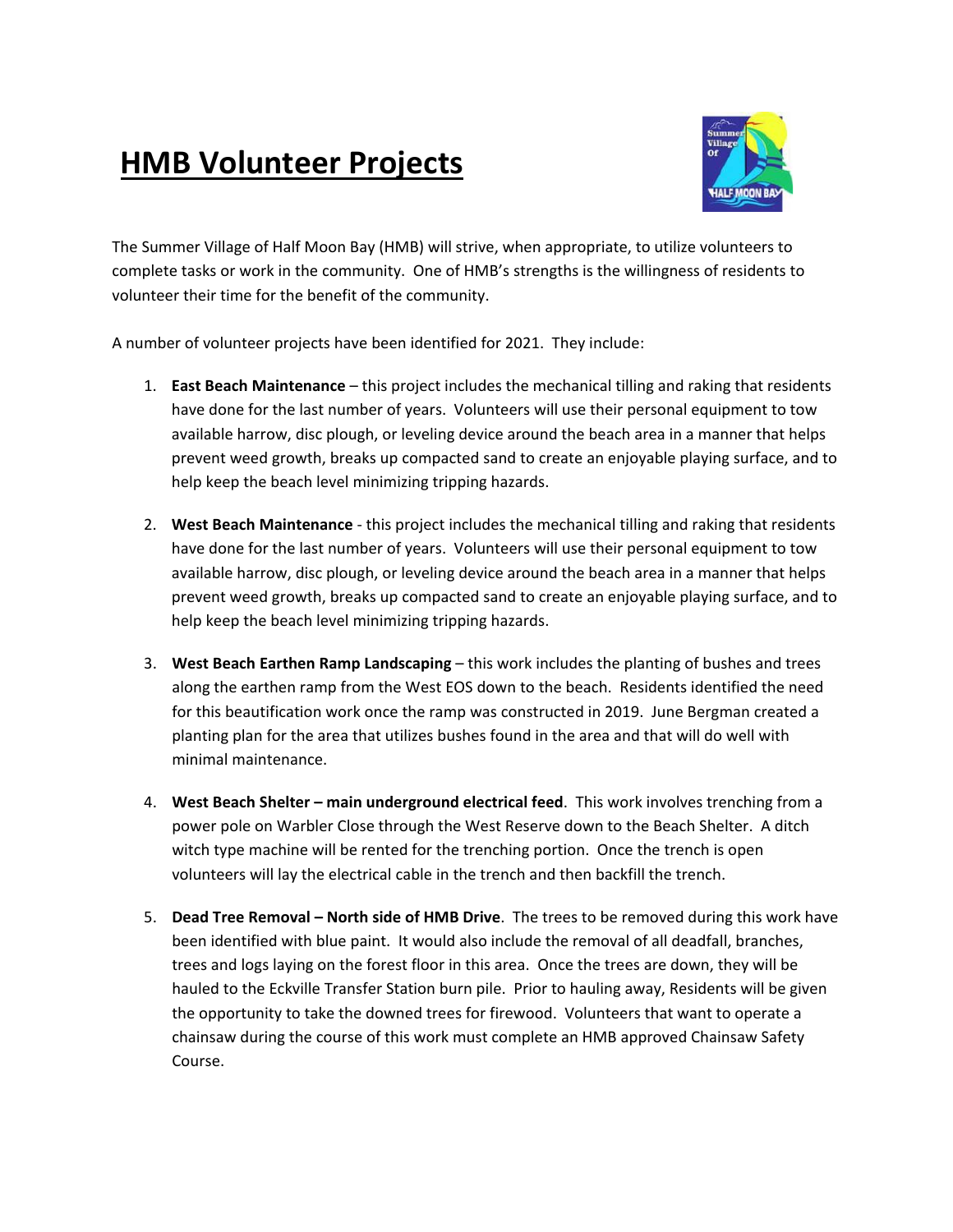# HMB Volunteer Projects

The Summer Village of Half Moon Bay (HMB) will strive, when appropriate, to utilize volunteers to complete tasks or work in the community. One of HMB's strengths is the willingness of residents to volunteer their time for the benefit of the community.

A number of volunteer projects have been identified for 2021. They include:

1. **East Beach Maintenance** – this project includes the mechanical tilling and raking that residents have done for the last number of years. Volunteers will use their personal equipment to tow available harrow, disc plough, or leveling device around the beach area in a manner that helps prevent weed growth, breaks up compacted sand to create an enjoyable playing surface, and to help keep the beach level minimizing tripping hazards.

2. **West Beach Maintenance** - this project includes the mechanical tilling and raking that residents have done for the last number of years. Volunteers will use their personal equipment to tow available harrow, disc plough, or leveling device around the beach area in a manner that helps prevent weed growth, breaks up compacted sand to create an enjoyable playing surface, and to help keep the beach level minimizing tripping hazards.

3. **West Beach Earthen Ramp Landscaping** – this work includes the planting of bushes and trees along the earthen ramp from the West EOS down to the beach. Residents identified the need for this beautification work once the ramp was constructed in 2019. June Bergman created a planting plan for the area that utilizes bushes found in the area and that will do well with minimal maintenance.

4. **West Beach Shelter – main underground electrical feed**. This work involves trenching from a power pole on Warbler Close through the West Reserve down to the Beach Shelter. A ditch witch type machine will be rented for the trenching portion. Once the trench is open volunteers will lay the electrical cable in the trench and then backfill the trench.

5. **Dead Tree Removal – North side of HMB Drive**. The trees to be removed during this work have been identified with blue paint. It would also include the removal of all deadfall, branches, trees and logs laying on the forest floor in this area. Once the trees are down, they will be hauled to the Eckville Transfer Station burn pile. Prior to hauling away, Residents will be given the opportunity to take the downed trees for firewood. Volunteers that want to operate a chainsaw during the course of this work must complete an HMB approved Chainsaw Safety Course.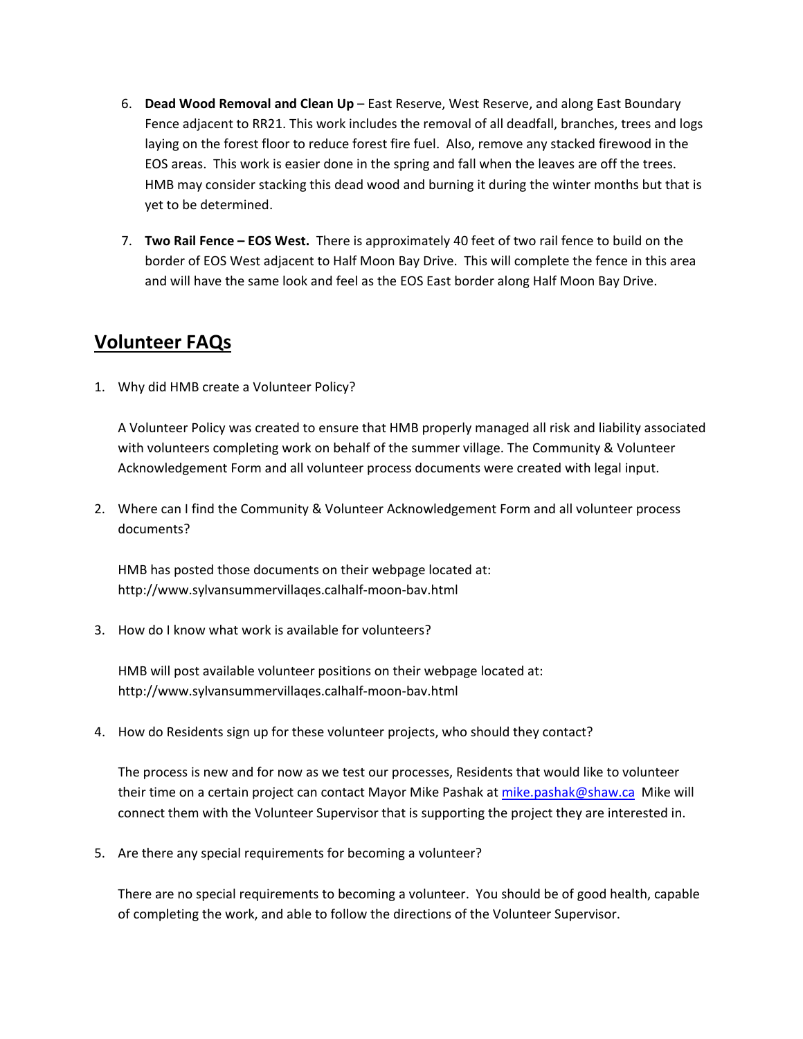6. **Dead Wood Removal and Clean Up** – East Reserve, West Reserve, and along East Boundary Fence adjacent to RR21. This work includes the removal of all deadfall, branches, trees and logs laying on the forest floor to reduce forest fire fuel. Also, remove any stacked firewood in the EOS areas. This work is easier done in the spring and fall when the leaves are off the trees. HMB may consider stacking this dead wood and burning it during the winter months but that is yet to be determined.

7. **Two Rail Fence – EOS West.** There is approximately 40 feet of two rail fence to build on the border of EOS West adjacent to Half Moon Bay Drive. This will complete the fence in this area and will have the same look and feel as the EOS East border along Half Moon Bay Drive.

## Volunteer FAQs

1. Why did HMB create a Volunteer Policy?

   A Volunteer Policy was created to ensure that HMB properly managed all risk and liability associated with volunteers completing work on behalf of the summer village. The Community & Volunteer Acknowledgement Form and all volunteer process documents were created with legal input.

2. Where can I find the Community & Volunteer Acknowledgement Form and all volunteer process documents?

   HMB has posted those documents on their webpage located at: http://www.sylvansummervillaqes.calhalf-moon-bav.html

3. How do I know what work is available for volunteers?

   HMB will post available volunteer positions on their webpage located at: http://www.sylvansummervillaqes.calhalf-moon-bav.html

4. How do Residents sign up for these volunteer projects, who should they contact?

   The process is new and for now as we test our processes, Residents that would like to volunteer their time on a certain project can contact Mayor Mike Pashak at mike.pashak@shaw.ca Mike will connect them with the Volunteer Supervisor that is supporting the project they are interested in.

5. Are there any special requirements for becoming a volunteer?

   There are no special requirements to becoming a volunteer. You should be of good health, capable of completing the work, and able to follow the directions of the Volunteer Supervisor.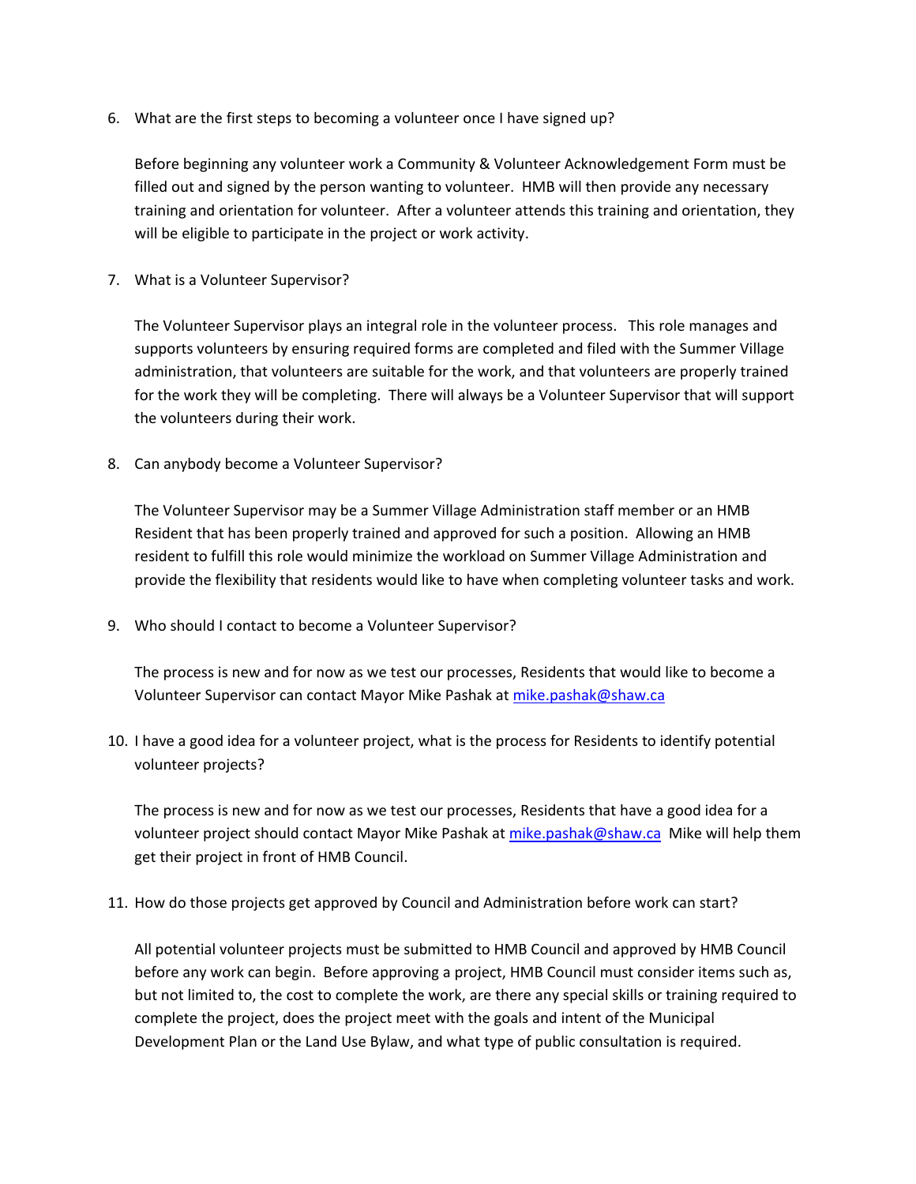6. What are the first steps to becoming a volunteer once I have signed up?

   Before beginning any volunteer work a Community & Volunteer Acknowledgement Form must be filled out and signed by the person wanting to volunteer. HMB will then provide any necessary training and orientation for volunteer. After a volunteer attends this training and orientation, they will be eligible to participate in the project or work activity.

7. What is a Volunteer Supervisor?

   The Volunteer Supervisor plays an integral role in the volunteer process. This role manages and supports volunteers by ensuring required forms are completed and filed with the Summer Village administration, that volunteers are suitable for the work, and that volunteers are properly trained for the work they will be completing. There will always be a Volunteer Supervisor that will support the volunteers during their work.

8. Can anybody become a Volunteer Supervisor?

   The Volunteer Supervisor may be a Summer Village Administration staff member or an HMB Resident that has been properly trained and approved for such a position. Allowing an HMB resident to fulfill this role would minimize the workload on Summer Village Administration and provide the flexibility that residents would like to have when completing volunteer tasks and work.

9. Who should I contact to become a Volunteer Supervisor?

   The process is new and for now as we test our processes, Residents that would like to become a Volunteer Supervisor can contact Mayor Mike Pashak at [mike.pashak@shaw.ca](mailto:mike.pashak@shaw.ca)

10. I have a good idea for a volunteer project, what is the process for Residents to identify potential volunteer projects?

    The process is new and for now as we test our processes, Residents that have a good idea for a volunteer project should contact Mayor Mike Pashak at [mike.pashak@shaw.ca](mailto:mike.pashak@shaw.ca) Mike will help them get their project in front of HMB Council.

11. How do those projects get approved by Council and Administration before work can start?

    All potential volunteer projects must be submitted to HMB Council and approved by HMB Council before any work can begin. Before approving a project, HMB Council must consider items such as, but not limited to, the cost to complete the work, are there any special skills or training required to complete the project, does the project meet with the goals and intent of the Municipal Development Plan or the Land Use Bylaw, and what type of public consultation is required.